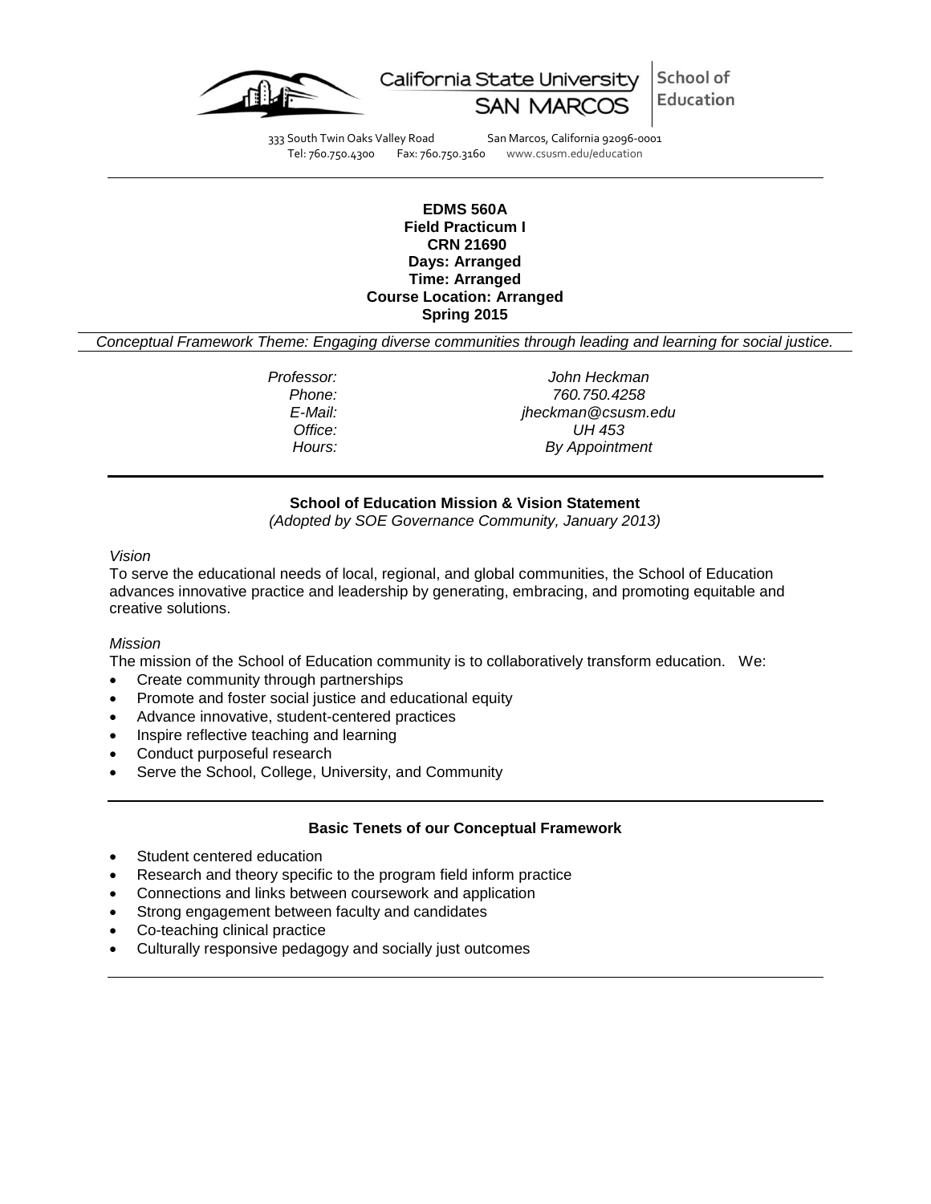California State University SAN MARCOS | School of Education

333 South Twin Oaks Valley Road San Marcos, California 92096-0001
Tel: 760.750.4300 Fax: 760.750.3160 www.csusm.edu/education

**EDMS 560A**
**Field Practicum I**
**CRN 21690**
**Days: Arranged**
**Time: Arranged**
**Course Location: Arranged**
**Spring 2015**

*Conceptual Framework Theme: Engaging diverse communities through leading and learning for social justice.*

| | |
|---|---|
| *Professor:* | *John Heckman* |
| *Phone:* | *760.750.4258* |
| *E-Mail:* | *jheckman@csusm.edu* |
| *Office:* | *UH 453* |
| *Hours:* | *By Appointment* |

## School of Education Mission & Vision Statement

*(Adopted by SOE Governance Community, January 2013)*

*Vision*

To serve the educational needs of local, regional, and global communities, the School of Education advances innovative practice and leadership by generating, embracing, and promoting equitable and creative solutions.

*Mission*

The mission of the School of Education community is to collaboratively transform education. We:

- Create community through partnerships
- Promote and foster social justice and educational equity
- Advance innovative, student-centered practices
- Inspire reflective teaching and learning
- Conduct purposeful research
- Serve the School, College, University, and Community

## Basic Tenets of our Conceptual Framework

- Student centered education
- Research and theory specific to the program field inform practice
- Connections and links between coursework and application
- Strong engagement between faculty and candidates
- Co-teaching clinical practice
- Culturally responsive pedagogy and socially just outcomes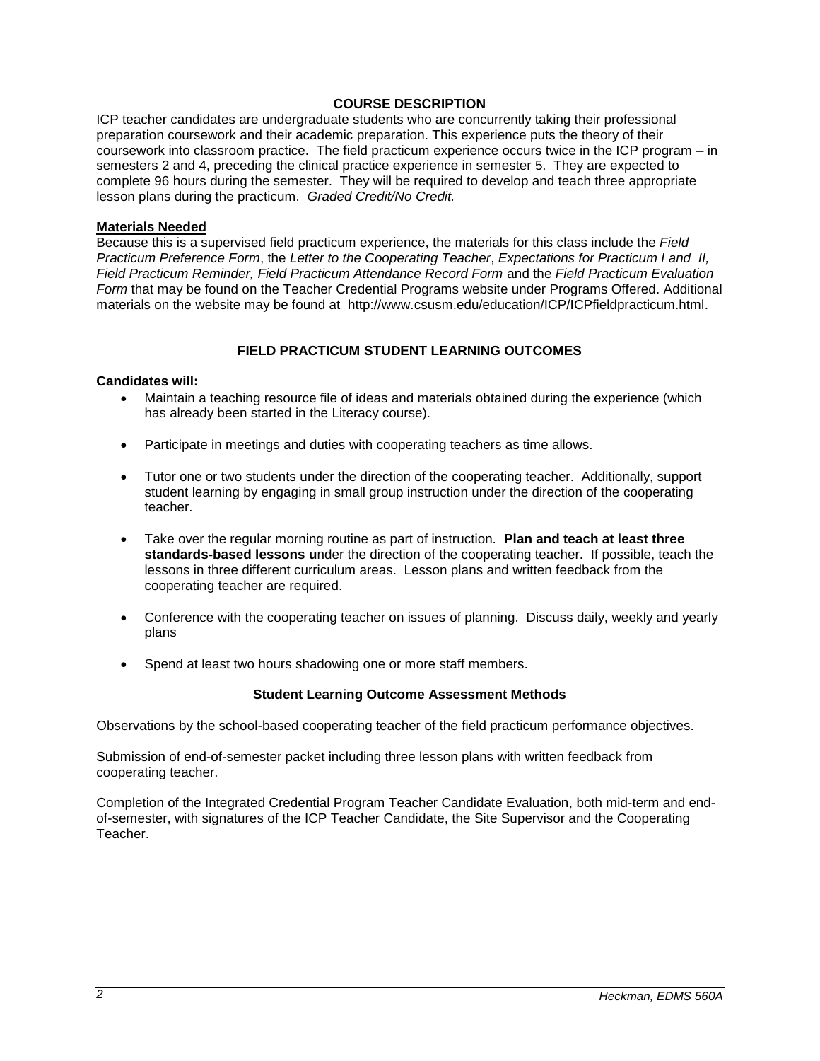## COURSE DESCRIPTION

ICP teacher candidates are undergraduate students who are concurrently taking their professional preparation coursework and their academic preparation. This experience puts the theory of their coursework into classroom practice. The field practicum experience occurs twice in the ICP program – in semesters 2 and 4, preceding the clinical practice experience in semester 5. They are expected to complete 96 hours during the semester. They will be required to develop and teach three appropriate lesson plans during the practicum. *Graded Credit/No Credit.*

### Materials Needed

Because this is a supervised field practicum experience, the materials for this class include the *Field Practicum Preference Form*, the *Letter to the Cooperating Teacher*, *Expectations for Practicum I and II, Field Practicum Reminder, Field Practicum Attendance Record Form* and the *Field Practicum Evaluation Form* that may be found on the Teacher Credential Programs website under Programs Offered. Additional materials on the website may be found at http://www.csusm.edu/education/ICP/ICPfieldpracticum.html.

## FIELD PRACTICUM STUDENT LEARNING OUTCOMES

**Candidates will:**

- Maintain a teaching resource file of ideas and materials obtained during the experience (which has already been started in the Literacy course).
- Participate in meetings and duties with cooperating teachers as time allows.
- Tutor one or two students under the direction of the cooperating teacher. Additionally, support student learning by engaging in small group instruction under the direction of the cooperating teacher.
- Take over the regular morning routine as part of instruction. **Plan and teach at least three standards-based lessons u**nder the direction of the cooperating teacher. If possible, teach the lessons in three different curriculum areas. Lesson plans and written feedback from the cooperating teacher are required.
- Conference with the cooperating teacher on issues of planning. Discuss daily, weekly and yearly plans
- Spend at least two hours shadowing one or more staff members.

### Student Learning Outcome Assessment Methods

Observations by the school-based cooperating teacher of the field practicum performance objectives.

Submission of end-of-semester packet including three lesson plans with written feedback from cooperating teacher.

Completion of the Integrated Credential Program Teacher Candidate Evaluation, both mid-term and end-of-semester, with signatures of the ICP Teacher Candidate, the Site Supervisor and the Cooperating Teacher.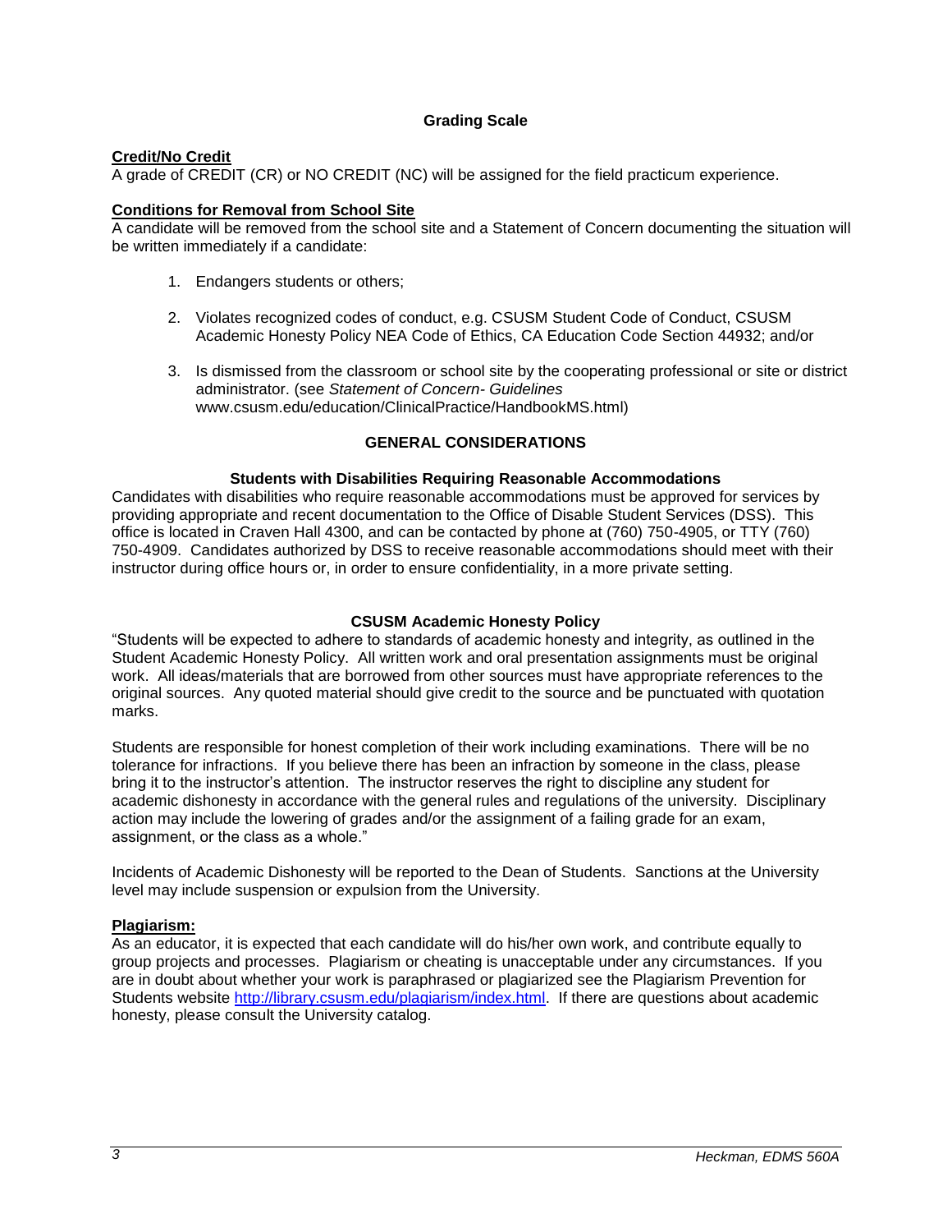## Grading Scale

**Credit/No Credit**

A grade of CREDIT (CR) or NO CREDIT (NC) will be assigned for the field practicum experience.

**Conditions for Removal from School Site**

A candidate will be removed from the school site and a Statement of Concern documenting the situation will be written immediately if a candidate:

1. Endangers students or others;
2. Violates recognized codes of conduct, e.g. CSUSM Student Code of Conduct, CSUSM Academic Honesty Policy NEA Code of Ethics, CA Education Code Section 44932; and/or
3. Is dismissed from the classroom or school site by the cooperating professional or site or district administrator. (see *Statement of Concern- Guidelines* www.csusm.edu/education/ClinicalPractice/HandbookMS.html)

## GENERAL CONSIDERATIONS

### Students with Disabilities Requiring Reasonable Accommodations

Candidates with disabilities who require reasonable accommodations must be approved for services by providing appropriate and recent documentation to the Office of Disable Student Services (DSS). This office is located in Craven Hall 4300, and can be contacted by phone at (760) 750-4905, or TTY (760) 750-4909. Candidates authorized by DSS to receive reasonable accommodations should meet with their instructor during office hours or, in order to ensure confidentiality, in a more private setting.

### CSUSM Academic Honesty Policy

"Students will be expected to adhere to standards of academic honesty and integrity, as outlined in the Student Academic Honesty Policy. All written work and oral presentation assignments must be original work. All ideas/materials that are borrowed from other sources must have appropriate references to the original sources. Any quoted material should give credit to the source and be punctuated with quotation marks.

Students are responsible for honest completion of their work including examinations. There will be no tolerance for infractions. If you believe there has been an infraction by someone in the class, please bring it to the instructor's attention. The instructor reserves the right to discipline any student for academic dishonesty in accordance with the general rules and regulations of the university. Disciplinary action may include the lowering of grades and/or the assignment of a failing grade for an exam, assignment, or the class as a whole."

Incidents of Academic Dishonesty will be reported to the Dean of Students. Sanctions at the University level may include suspension or expulsion from the University.

**Plagiarism:**

As an educator, it is expected that each candidate will do his/her own work, and contribute equally to group projects and processes. Plagiarism or cheating is unacceptable under any circumstances. If you are in doubt about whether your work is paraphrased or plagiarized see the Plagiarism Prevention for Students website http://library.csusm.edu/plagiarism/index.html. If there are questions about academic honesty, please consult the University catalog.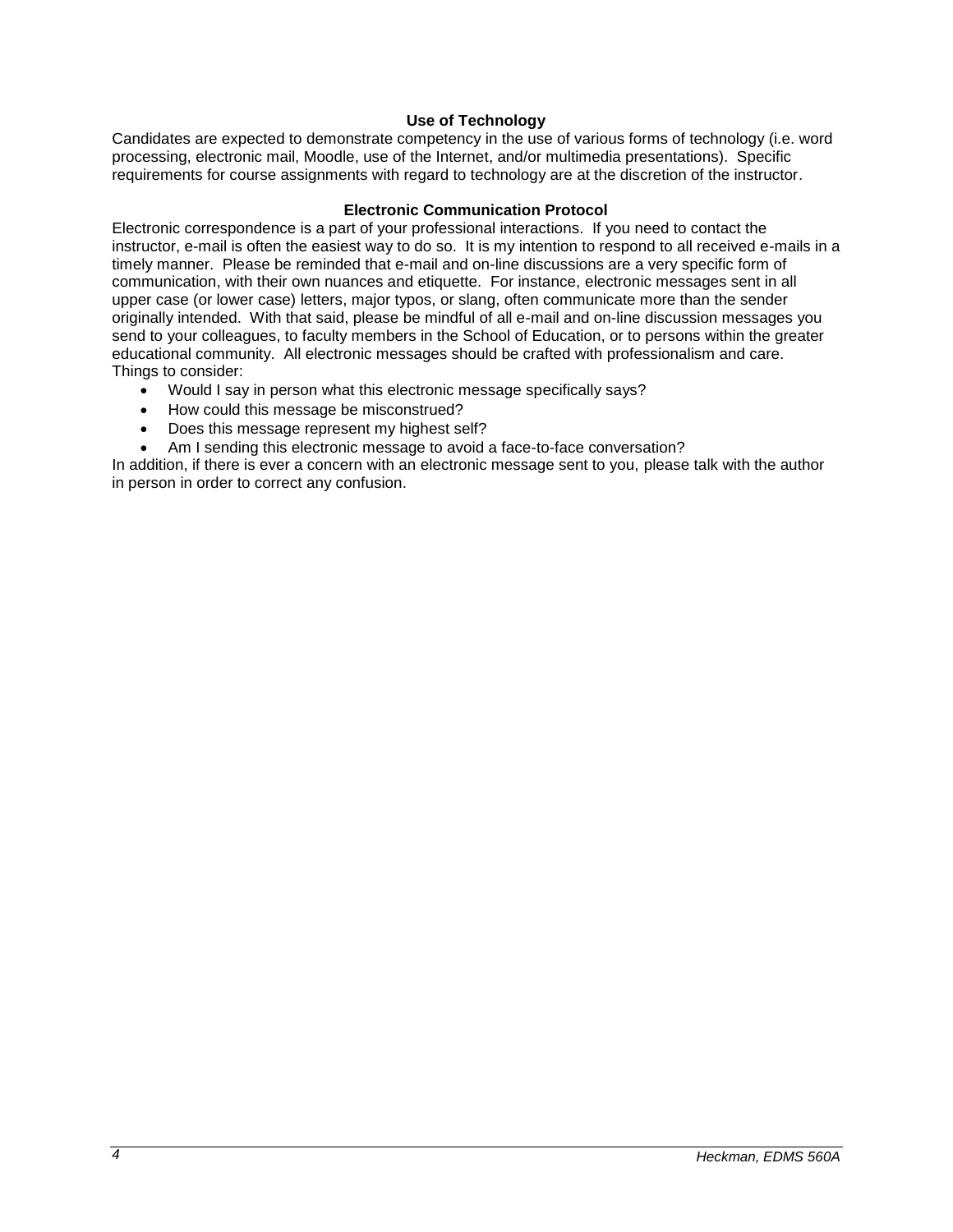### Use of Technology

Candidates are expected to demonstrate competency in the use of various forms of technology (i.e. word processing, electronic mail, Moodle, use of the Internet, and/or multimedia presentations). Specific requirements for course assignments with regard to technology are at the discretion of the instructor.

### Electronic Communication Protocol

Electronic correspondence is a part of your professional interactions. If you need to contact the instructor, e-mail is often the easiest way to do so. It is my intention to respond to all received e-mails in a timely manner. Please be reminded that e-mail and on-line discussions are a very specific form of communication, with their own nuances and etiquette. For instance, electronic messages sent in all upper case (or lower case) letters, major typos, or slang, often communicate more than the sender originally intended. With that said, please be mindful of all e-mail and on-line discussion messages you send to your colleagues, to faculty members in the School of Education, or to persons within the greater educational community. All electronic messages should be crafted with professionalism and care. Things to consider:

- Would I say in person what this electronic message specifically says?
- How could this message be misconstrued?
- Does this message represent my highest self?
- Am I sending this electronic message to avoid a face-to-face conversation?

In addition, if there is ever a concern with an electronic message sent to you, please talk with the author in person in order to correct any confusion.